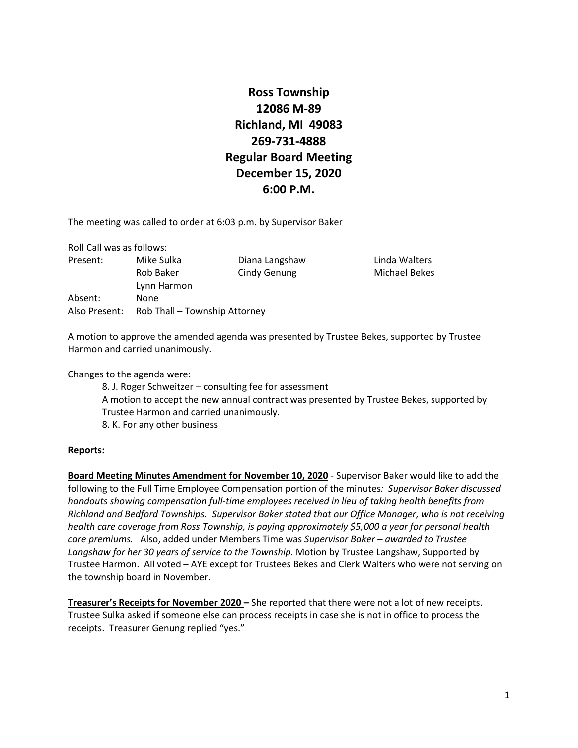# Ross Township
## 12086 M-89
## Richland, MI 49083
## 269-731-4888
## Regular Board Meeting
## December 15, 2020
## 6:00 P.M.

The meeting was called to order at 6:03 p.m. by Supervisor Baker

Roll Call was as follows:

| | | | |
|---|---|---|---|
| Present: | Mike Sulka | Diana Langshaw | Linda Walters |
| | Rob Baker | Cindy Genung | Michael Bekes |
| | Lynn Harmon | | |
| Absent: | None | | |
| Also Present: | Rob Thall – Township Attorney | | |

A motion to approve the amended agenda was presented by Trustee Bekes, supported by Trustee Harmon and carried unanimously.

Changes to the agenda were:

8. J. Roger Schweitzer – consulting fee for assessment
A motion to accept the new annual contract was presented by Trustee Bekes, supported by Trustee Harmon and carried unanimously.
8. K. For any other business

**Reports:**

**<u>Board Meeting Minutes Amendment for November 10, 2020</u>** - Supervisor Baker would like to add the following to the Full Time Employee Compensation portion of the minutes*: Supervisor Baker discussed handouts showing compensation full-time employees received in lieu of taking health benefits from Richland and Bedford Townships. Supervisor Baker stated that our Office Manager, who is not receiving health care coverage from Ross Township, is paying approximately $5,000 a year for personal health care premiums.* Also, added under Members Time was *Supervisor Baker – awarded to Trustee Langshaw for her 30 years of service to the Township.* Motion by Trustee Langshaw, Supported by Trustee Harmon. All voted – AYE except for Trustees Bekes and Clerk Walters who were not serving on the township board in November.

**<u>Treasurer's Receipts for November 2020</u> –** She reported that there were not a lot of new receipts. Trustee Sulka asked if someone else can process receipts in case she is not in office to process the receipts. Treasurer Genung replied "yes."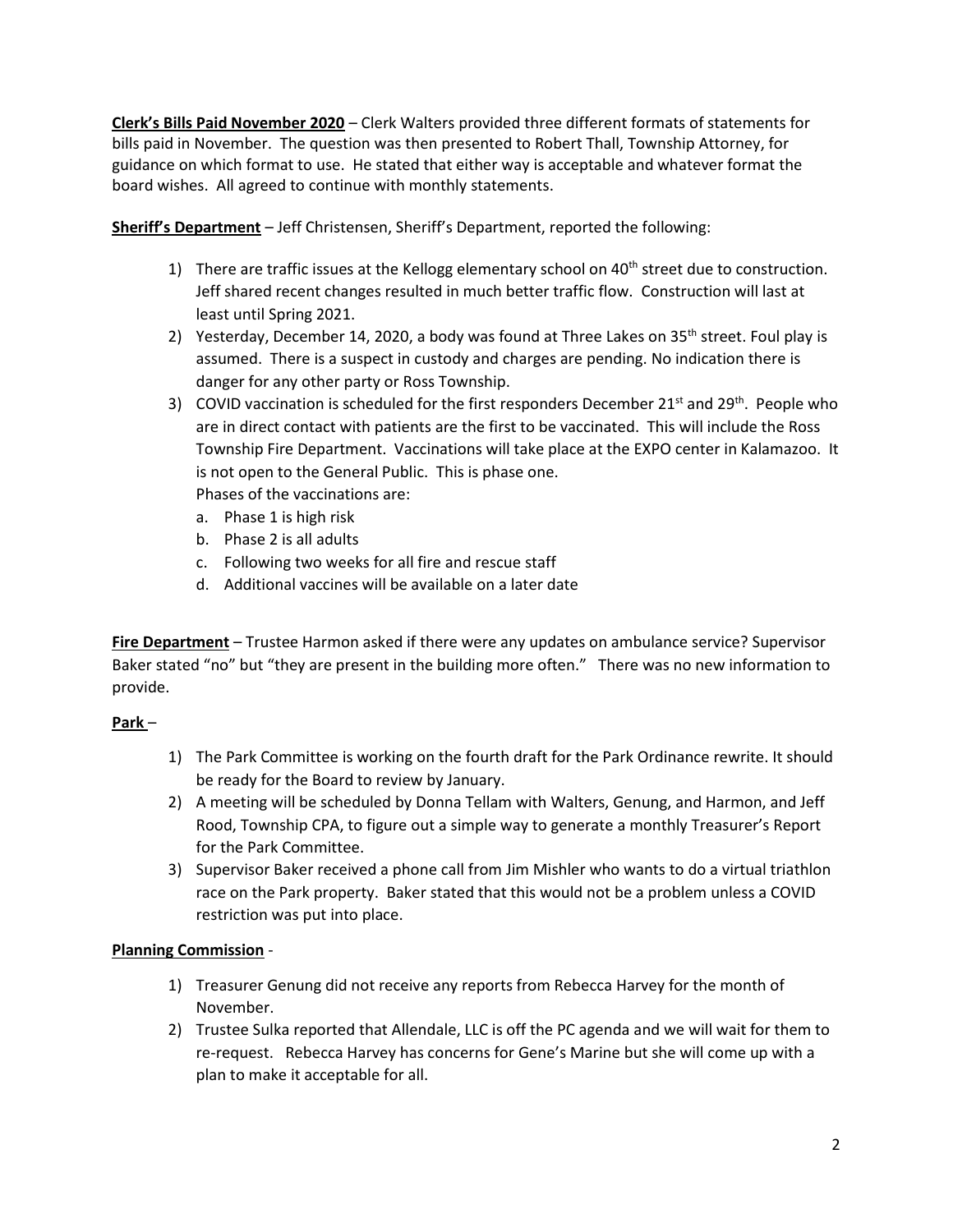**Clerk's Bills Paid November 2020** – Clerk Walters provided three different formats of statements for bills paid in November. The question was then presented to Robert Thall, Township Attorney, for guidance on which format to use. He stated that either way is acceptable and whatever format the board wishes. All agreed to continue with monthly statements.

**Sheriff's Department** – Jeff Christensen, Sheriff's Department, reported the following:

1) There are traffic issues at the Kellogg elementary school on 40th street due to construction. Jeff shared recent changes resulted in much better traffic flow. Construction will last at least until Spring 2021.
2) Yesterday, December 14, 2020, a body was found at Three Lakes on 35th street. Foul play is assumed. There is a suspect in custody and charges are pending. No indication there is danger for any other party or Ross Township.
3) COVID vaccination is scheduled for the first responders December 21st and 29th. People who are in direct contact with patients are the first to be vaccinated. This will include the Ross Township Fire Department. Vaccinations will take place at the EXPO center in Kalamazoo. It is not open to the General Public. This is phase one.
   Phases of the vaccinations are:
   a. Phase 1 is high risk
   b. Phase 2 is all adults
   c. Following two weeks for all fire and rescue staff
   d. Additional vaccines will be available on a later date

**Fire Department** – Trustee Harmon asked if there were any updates on ambulance service? Supervisor Baker stated "no" but "they are present in the building more often." There was no new information to provide.

**Park** –

1) The Park Committee is working on the fourth draft for the Park Ordinance rewrite. It should be ready for the Board to review by January.
2) A meeting will be scheduled by Donna Tellam with Walters, Genung, and Harmon, and Jeff Rood, Township CPA, to figure out a simple way to generate a monthly Treasurer's Report for the Park Committee.
3) Supervisor Baker received a phone call from Jim Mishler who wants to do a virtual triathlon race on the Park property. Baker stated that this would not be a problem unless a COVID restriction was put into place.

**Planning Commission** -

1) Treasurer Genung did not receive any reports from Rebecca Harvey for the month of November.
2) Trustee Sulka reported that Allendale, LLC is off the PC agenda and we will wait for them to re-request. Rebecca Harvey has concerns for Gene's Marine but she will come up with a plan to make it acceptable for all.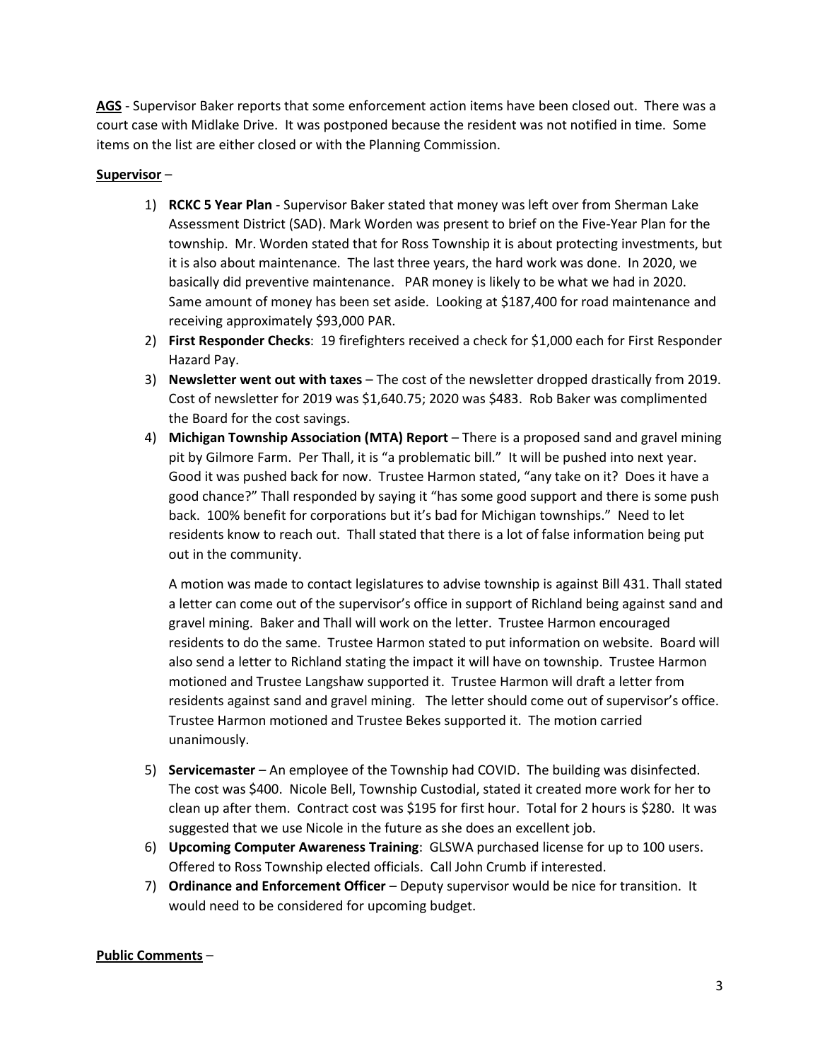**AGS** - Supervisor Baker reports that some enforcement action items have been closed out. There was a court case with Midlake Drive. It was postponed because the resident was not notified in time. Some items on the list are either closed or with the Planning Commission.

**Supervisor** –

1) **RCKC 5 Year Plan** - Supervisor Baker stated that money was left over from Sherman Lake Assessment District (SAD). Mark Worden was present to brief on the Five-Year Plan for the township. Mr. Worden stated that for Ross Township it is about protecting investments, but it is also about maintenance. The last three years, the hard work was done. In 2020, we basically did preventive maintenance. PAR money is likely to be what we had in 2020. Same amount of money has been set aside. Looking at $187,400 for road maintenance and receiving approximately $93,000 PAR.
2) **First Responder Checks**: 19 firefighters received a check for $1,000 each for First Responder Hazard Pay.
3) **Newsletter went out with taxes** – The cost of the newsletter dropped drastically from 2019. Cost of newsletter for 2019 was $1,640.75; 2020 was $483. Rob Baker was complimented the Board for the cost savings.
4) **Michigan Township Association (MTA) Report** – There is a proposed sand and gravel mining pit by Gilmore Farm. Per Thall, it is "a problematic bill." It will be pushed into next year. Good it was pushed back for now. Trustee Harmon stated, "any take on it? Does it have a good chance?" Thall responded by saying it "has some good support and there is some push back. 100% benefit for corporations but it's bad for Michigan townships." Need to let residents know to reach out. Thall stated that there is a lot of false information being put out in the community.

   A motion was made to contact legislatures to advise township is against Bill 431. Thall stated a letter can come out of the supervisor's office in support of Richland being against sand and gravel mining. Baker and Thall will work on the letter. Trustee Harmon encouraged residents to do the same. Trustee Harmon stated to put information on website. Board will also send a letter to Richland stating the impact it will have on township. Trustee Harmon motioned and Trustee Langshaw supported it. Trustee Harmon will draft a letter from residents against sand and gravel mining. The letter should come out of supervisor's office. Trustee Harmon motioned and Trustee Bekes supported it. The motion carried unanimously.

5) **Servicemaster** – An employee of the Township had COVID. The building was disinfected. The cost was $400. Nicole Bell, Township Custodial, stated it created more work for her to clean up after them. Contract cost was $195 for first hour. Total for 2 hours is $280. It was suggested that we use Nicole in the future as she does an excellent job.
6) **Upcoming Computer Awareness Training**: GLSWA purchased license for up to 100 users. Offered to Ross Township elected officials. Call John Crumb if interested.
7) **Ordinance and Enforcement Officer** – Deputy supervisor would be nice for transition. It would need to be considered for upcoming budget.

**Public Comments** –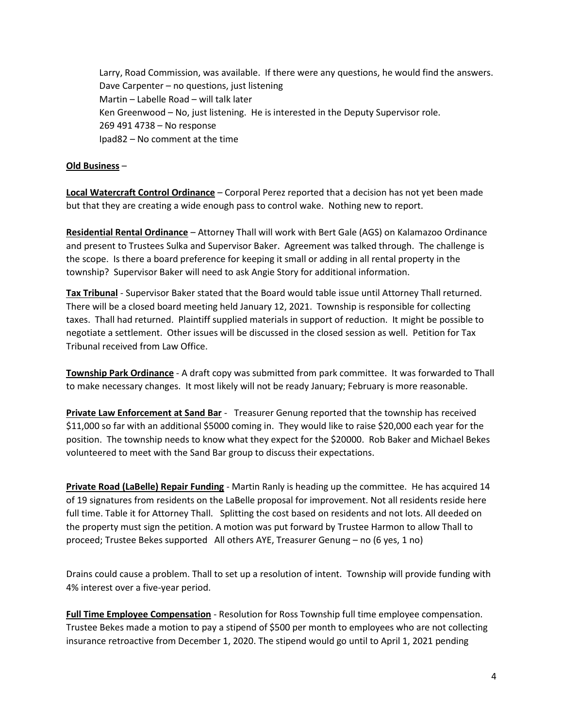Larry, Road Commission, was available. If there were any questions, he would find the answers.
Dave Carpenter – no questions, just listening
Martin – Labelle Road – will talk later
Ken Greenwood – No, just listening. He is interested in the Deputy Supervisor role.
269 491 4738 – No response
Ipad82 – No comment at the time

**Old Business** –

**Local Watercraft Control Ordinance** – Corporal Perez reported that a decision has not yet been made but that they are creating a wide enough pass to control wake. Nothing new to report.

**Residential Rental Ordinance** – Attorney Thall will work with Bert Gale (AGS) on Kalamazoo Ordinance and present to Trustees Sulka and Supervisor Baker. Agreement was talked through. The challenge is the scope. Is there a board preference for keeping it small or adding in all rental property in the township? Supervisor Baker will need to ask Angie Story for additional information.

**Tax Tribunal** - Supervisor Baker stated that the Board would table issue until Attorney Thall returned. There will be a closed board meeting held January 12, 2021. Township is responsible for collecting taxes. Thall had returned. Plaintiff supplied materials in support of reduction. It might be possible to negotiate a settlement. Other issues will be discussed in the closed session as well. Petition for Tax Tribunal received from Law Office.

**Township Park Ordinance** - A draft copy was submitted from park committee. It was forwarded to Thall to make necessary changes. It most likely will not be ready January; February is more reasonable.

**Private Law Enforcement at Sand Bar** - Treasurer Genung reported that the township has received $11,000 so far with an additional $5000 coming in. They would like to raise $20,000 each year for the position. The township needs to know what they expect for the $20000. Rob Baker and Michael Bekes volunteered to meet with the Sand Bar group to discuss their expectations.

**Private Road (LaBelle) Repair Funding** - Martin Ranly is heading up the committee. He has acquired 14 of 19 signatures from residents on the LaBelle proposal for improvement. Not all residents reside here full time. Table it for Attorney Thall. Splitting the cost based on residents and not lots. All deeded on the property must sign the petition. A motion was put forward by Trustee Harmon to allow Thall to proceed; Trustee Bekes supported All others AYE, Treasurer Genung – no (6 yes, 1 no)

Drains could cause a problem. Thall to set up a resolution of intent. Township will provide funding with 4% interest over a five-year period.

**Full Time Employee Compensation** - Resolution for Ross Township full time employee compensation. Trustee Bekes made a motion to pay a stipend of $500 per month to employees who are not collecting insurance retroactive from December 1, 2020. The stipend would go until to April 1, 2021 pending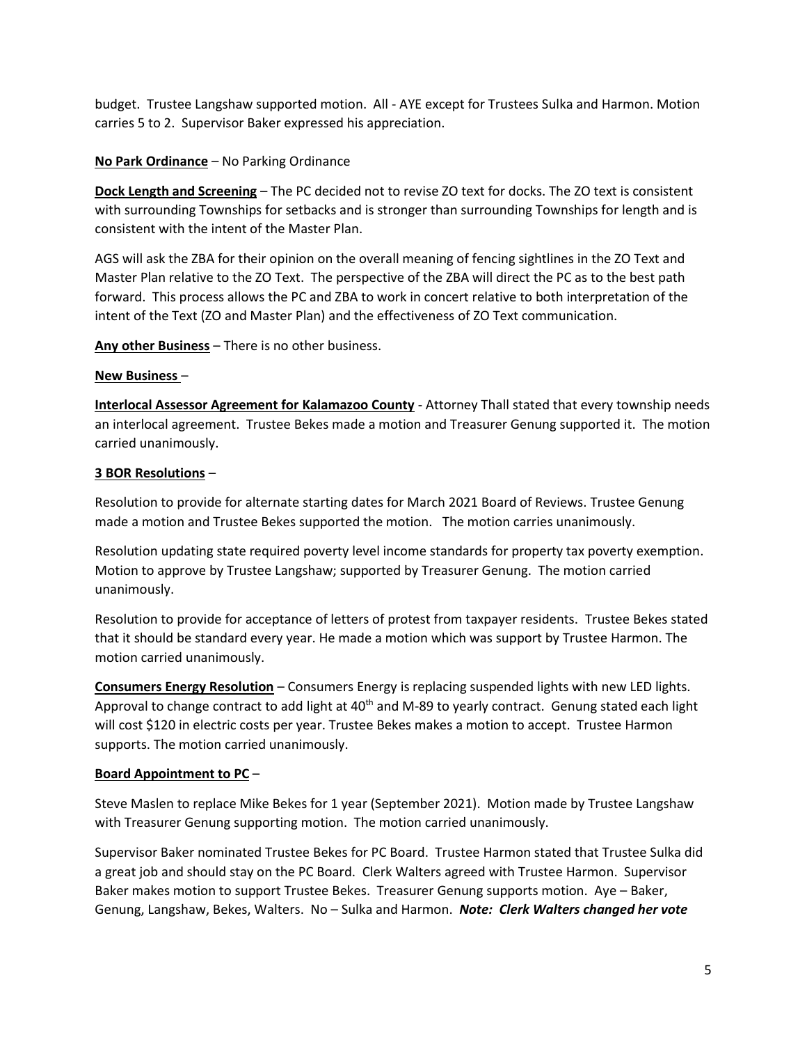budget. Trustee Langshaw supported motion. All - AYE except for Trustees Sulka and Harmon. Motion carries 5 to 2. Supervisor Baker expressed his appreciation.

**No Park Ordinance** – No Parking Ordinance

**Dock Length and Screening** – The PC decided not to revise ZO text for docks. The ZO text is consistent with surrounding Townships for setbacks and is stronger than surrounding Townships for length and is consistent with the intent of the Master Plan.

AGS will ask the ZBA for their opinion on the overall meaning of fencing sightlines in the ZO Text and Master Plan relative to the ZO Text. The perspective of the ZBA will direct the PC as to the best path forward. This process allows the PC and ZBA to work in concert relative to both interpretation of the intent of the Text (ZO and Master Plan) and the effectiveness of ZO Text communication.

**Any other Business** – There is no other business.

**New Business** –

**Interlocal Assessor Agreement for Kalamazoo County** - Attorney Thall stated that every township needs an interlocal agreement. Trustee Bekes made a motion and Treasurer Genung supported it. The motion carried unanimously.

**3 BOR Resolutions** –

Resolution to provide for alternate starting dates for March 2021 Board of Reviews. Trustee Genung made a motion and Trustee Bekes supported the motion. The motion carries unanimously.

Resolution updating state required poverty level income standards for property tax poverty exemption. Motion to approve by Trustee Langshaw; supported by Treasurer Genung. The motion carried unanimously.

Resolution to provide for acceptance of letters of protest from taxpayer residents. Trustee Bekes stated that it should be standard every year. He made a motion which was support by Trustee Harmon. The motion carried unanimously.

**Consumers Energy Resolution** – Consumers Energy is replacing suspended lights with new LED lights. Approval to change contract to add light at 40th and M-89 to yearly contract. Genung stated each light will cost $120 in electric costs per year. Trustee Bekes makes a motion to accept. Trustee Harmon supports. The motion carried unanimously.

**Board Appointment to PC** –

Steve Maslen to replace Mike Bekes for 1 year (September 2021). Motion made by Trustee Langshaw with Treasurer Genung supporting motion. The motion carried unanimously.

Supervisor Baker nominated Trustee Bekes for PC Board. Trustee Harmon stated that Trustee Sulka did a great job and should stay on the PC Board. Clerk Walters agreed with Trustee Harmon. Supervisor Baker makes motion to support Trustee Bekes. Treasurer Genung supports motion. Aye – Baker, Genung, Langshaw, Bekes, Walters. No – Sulka and Harmon. ***Note: Clerk Walters changed her vote***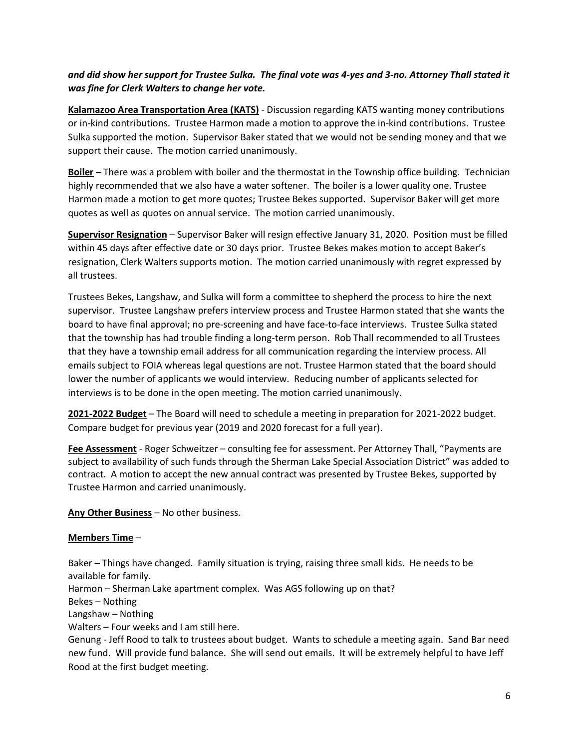***and did show her support for Trustee Sulka. The final vote was 4-yes and 3-no. Attorney Thall stated it was fine for Clerk Walters to change her vote.***

**Kalamazoo Area Transportation Area (KATS)** - Discussion regarding KATS wanting money contributions or in-kind contributions. Trustee Harmon made a motion to approve the in-kind contributions. Trustee Sulka supported the motion. Supervisor Baker stated that we would not be sending money and that we support their cause. The motion carried unanimously.

**Boiler** – There was a problem with boiler and the thermostat in the Township office building. Technician highly recommended that we also have a water softener. The boiler is a lower quality one. Trustee Harmon made a motion to get more quotes; Trustee Bekes supported. Supervisor Baker will get more quotes as well as quotes on annual service. The motion carried unanimously.

**Supervisor Resignation** – Supervisor Baker will resign effective January 31, 2020. Position must be filled within 45 days after effective date or 30 days prior. Trustee Bekes makes motion to accept Baker's resignation, Clerk Walters supports motion. The motion carried unanimously with regret expressed by all trustees.

Trustees Bekes, Langshaw, and Sulka will form a committee to shepherd the process to hire the next supervisor. Trustee Langshaw prefers interview process and Trustee Harmon stated that she wants the board to have final approval; no pre-screening and have face-to-face interviews. Trustee Sulka stated that the township has had trouble finding a long-term person. Rob Thall recommended to all Trustees that they have a township email address for all communication regarding the interview process. All emails subject to FOIA whereas legal questions are not. Trustee Harmon stated that the board should lower the number of applicants we would interview. Reducing number of applicants selected for interviews is to be done in the open meeting. The motion carried unanimously.

**2021-2022 Budget** – The Board will need to schedule a meeting in preparation for 2021-2022 budget. Compare budget for previous year (2019 and 2020 forecast for a full year).

**Fee Assessment** - Roger Schweitzer – consulting fee for assessment. Per Attorney Thall, "Payments are subject to availability of such funds through the Sherman Lake Special Association District" was added to contract. A motion to accept the new annual contract was presented by Trustee Bekes, supported by Trustee Harmon and carried unanimously.

**Any Other Business** – No other business.

**Members Time** –

Baker – Things have changed. Family situation is trying, raising three small kids. He needs to be available for family.
Harmon – Sherman Lake apartment complex. Was AGS following up on that?
Bekes – Nothing
Langshaw – Nothing
Walters – Four weeks and I am still here.
Genung - Jeff Rood to talk to trustees about budget. Wants to schedule a meeting again. Sand Bar need new fund. Will provide fund balance. She will send out emails. It will be extremely helpful to have Jeff Rood at the first budget meeting.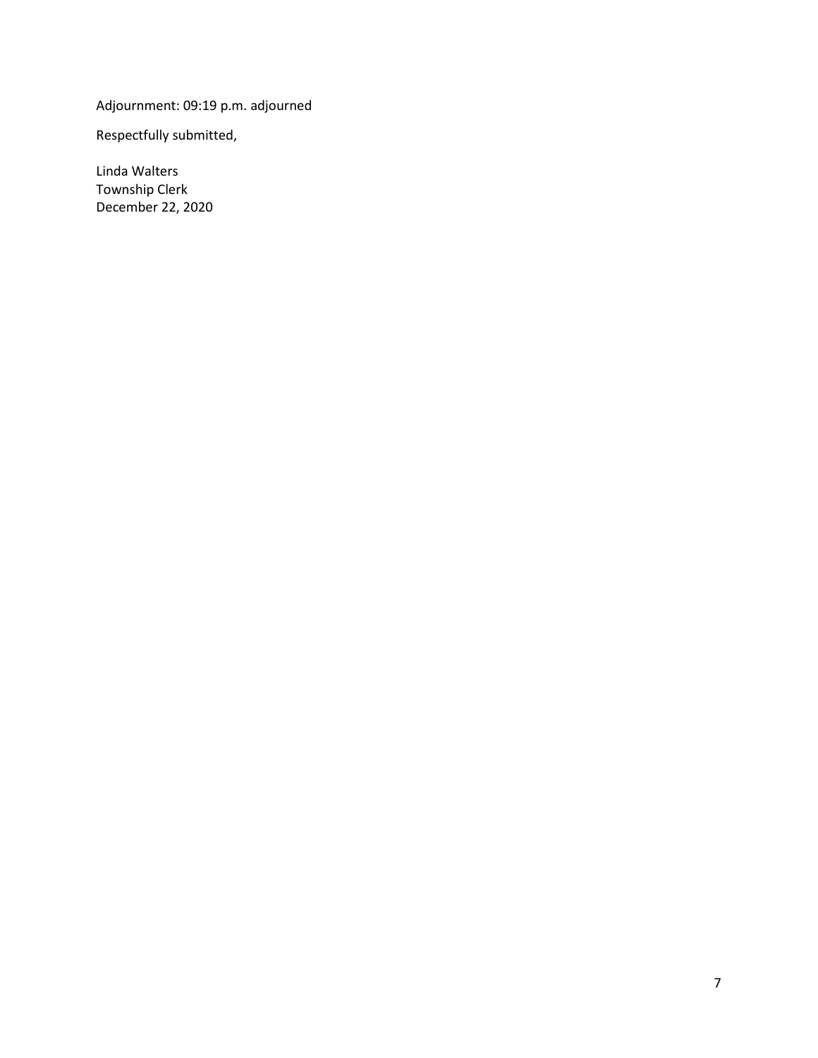Adjournment: 09:19 p.m. adjourned

Respectfully submitted,

Linda Walters
Township Clerk
December 22, 2020